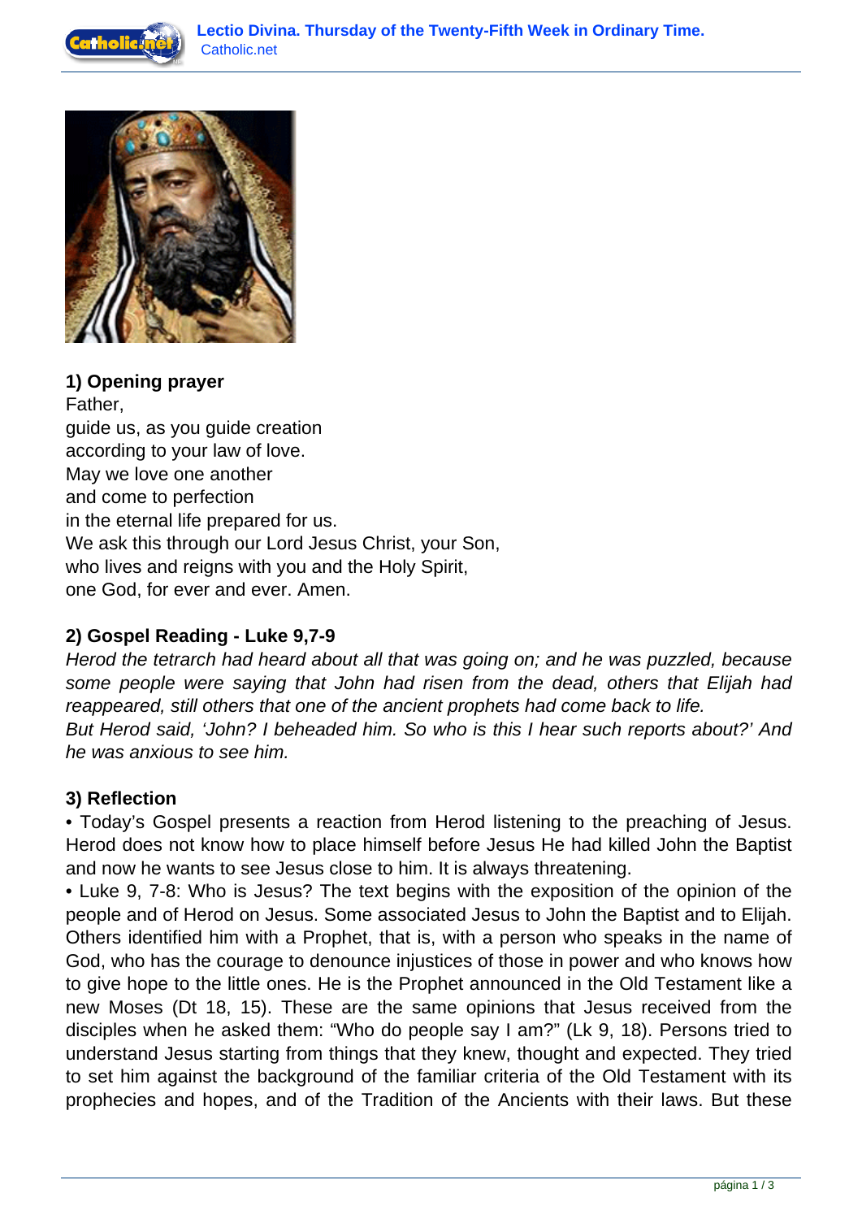### 1) Opening prayer

Father,
guide us, as you guide creation
according to your law of love.
May we love one another
and come to perfection
in the eternal life prepared for us.
We ask this through our Lord Jesus Christ, your Son,
who lives and reigns with you and the Holy Spirit,
one God, for ever and ever. Amen.

### 2) Gospel Reading - Luke 9,7-9

*Herod the tetrarch had heard about all that was going on; and he was puzzled, because some people were saying that John had risen from the dead, others that Elijah had reappeared, still others that one of the ancient prophets had come back to life.*
*But Herod said, 'John? I beheaded him. So who is this I hear such reports about?' And he was anxious to see him.*

### 3) Reflection

• Today's Gospel presents a reaction from Herod listening to the preaching of Jesus. Herod does not know how to place himself before Jesus He had killed John the Baptist and now he wants to see Jesus close to him. It is always threatening.
• Luke 9, 7-8: Who is Jesus? The text begins with the exposition of the opinion of the people and of Herod on Jesus. Some associated Jesus to John the Baptist and to Elijah. Others identified him with a Prophet, that is, with a person who speaks in the name of God, who has the courage to denounce injustices of those in power and who knows how to give hope to the little ones. He is the Prophet announced in the Old Testament like a new Moses (Dt 18, 15). These are the same opinions that Jesus received from the disciples when he asked them: "Who do people say I am?" (Lk 9, 18). Persons tried to understand Jesus starting from things that they knew, thought and expected. They tried to set him against the background of the familiar criteria of the Old Testament with its prophecies and hopes, and of the Tradition of the Ancients with their laws. But these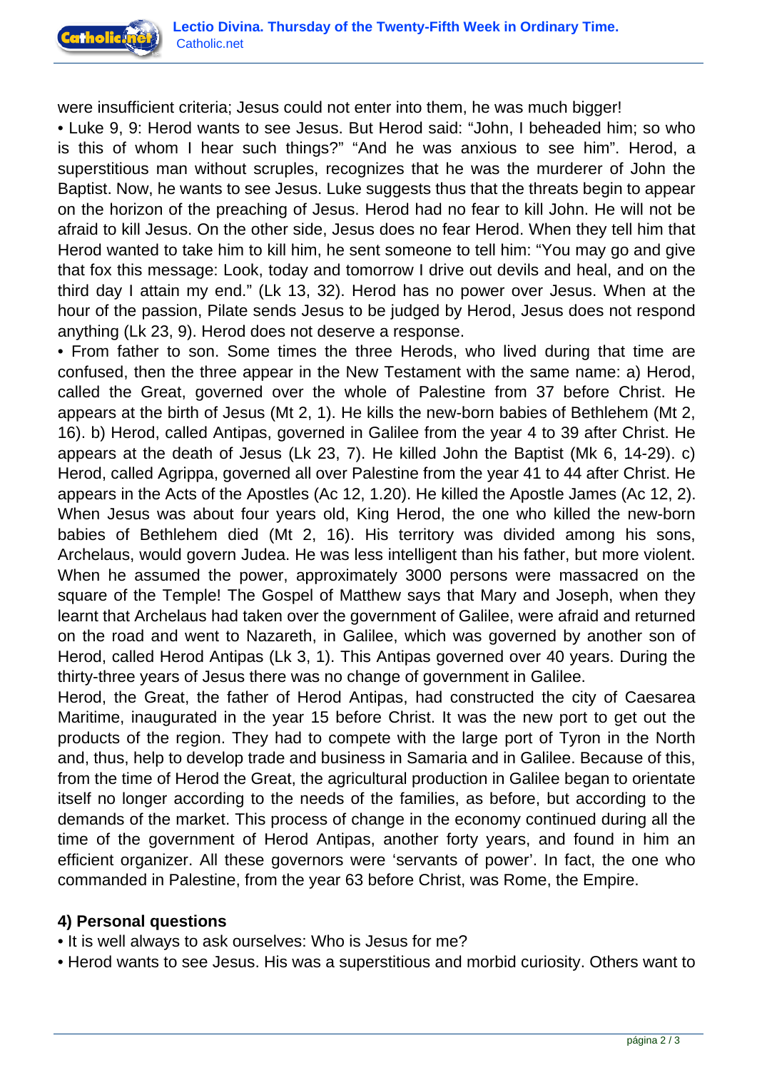were insufficient criteria; Jesus could not enter into them, he was much bigger!

• Luke 9, 9: Herod wants to see Jesus. But Herod said: “John, I beheaded him; so who is this of whom I hear such things?” “And he was anxious to see him”. Herod, a superstitious man without scruples, recognizes that he was the murderer of John the Baptist. Now, he wants to see Jesus. Luke suggests thus that the threats begin to appear on the horizon of the preaching of Jesus. Herod had no fear to kill John. He will not be afraid to kill Jesus. On the other side, Jesus does no fear Herod. When they tell him that Herod wanted to take him to kill him, he sent someone to tell him: “You may go and give that fox this message: Look, today and tomorrow I drive out devils and heal, and on the third day I attain my end.” (Lk 13, 32). Herod has no power over Jesus. When at the hour of the passion, Pilate sends Jesus to be judged by Herod, Jesus does not respond anything (Lk 23, 9). Herod does not deserve a response.

• From father to son. Some times the three Herods, who lived during that time are confused, then the three appear in the New Testament with the same name: a) Herod, called the Great, governed over the whole of Palestine from 37 before Christ. He appears at the birth of Jesus (Mt 2, 1). He kills the new-born babies of Bethlehem (Mt 2, 16). b) Herod, called Antipas, governed in Galilee from the year 4 to 39 after Christ. He appears at the death of Jesus (Lk 23, 7). He killed John the Baptist (Mk 6, 14-29). c) Herod, called Agrippa, governed all over Palestine from the year 41 to 44 after Christ. He appears in the Acts of the Apostles (Ac 12, 1.20). He killed the Apostle James (Ac 12, 2). When Jesus was about four years old, King Herod, the one who killed the new-born babies of Bethlehem died (Mt 2, 16). His territory was divided among his sons, Archelaus, would govern Judea. He was less intelligent than his father, but more violent. When he assumed the power, approximately 3000 persons were massacred on the square of the Temple! The Gospel of Matthew says that Mary and Joseph, when they learnt that Archelaus had taken over the government of Galilee, were afraid and returned on the road and went to Nazareth, in Galilee, which was governed by another son of Herod, called Herod Antipas (Lk 3, 1). This Antipas governed over 40 years. During the thirty-three years of Jesus there was no change of government in Galilee.

Herod, the Great, the father of Herod Antipas, had constructed the city of Caesarea Maritime, inaugurated in the year 15 before Christ. It was the new port to get out the products of the region. They had to compete with the large port of Tyron in the North and, thus, help to develop trade and business in Samaria and in Galilee. Because of this, from the time of Herod the Great, the agricultural production in Galilee began to orientate itself no longer according to the needs of the families, as before, but according to the demands of the market. This process of change in the economy continued during all the time of the government of Herod Antipas, another forty years, and found in him an efficient organizer. All these governors were ‘servants of power’. In fact, the one who commanded in Palestine, from the year 63 before Christ, was Rome, the Empire.

**4) Personal questions**

• It is well always to ask ourselves: Who is Jesus for me?

• Herod wants to see Jesus. His was a superstitious and morbid curiosity. Others want to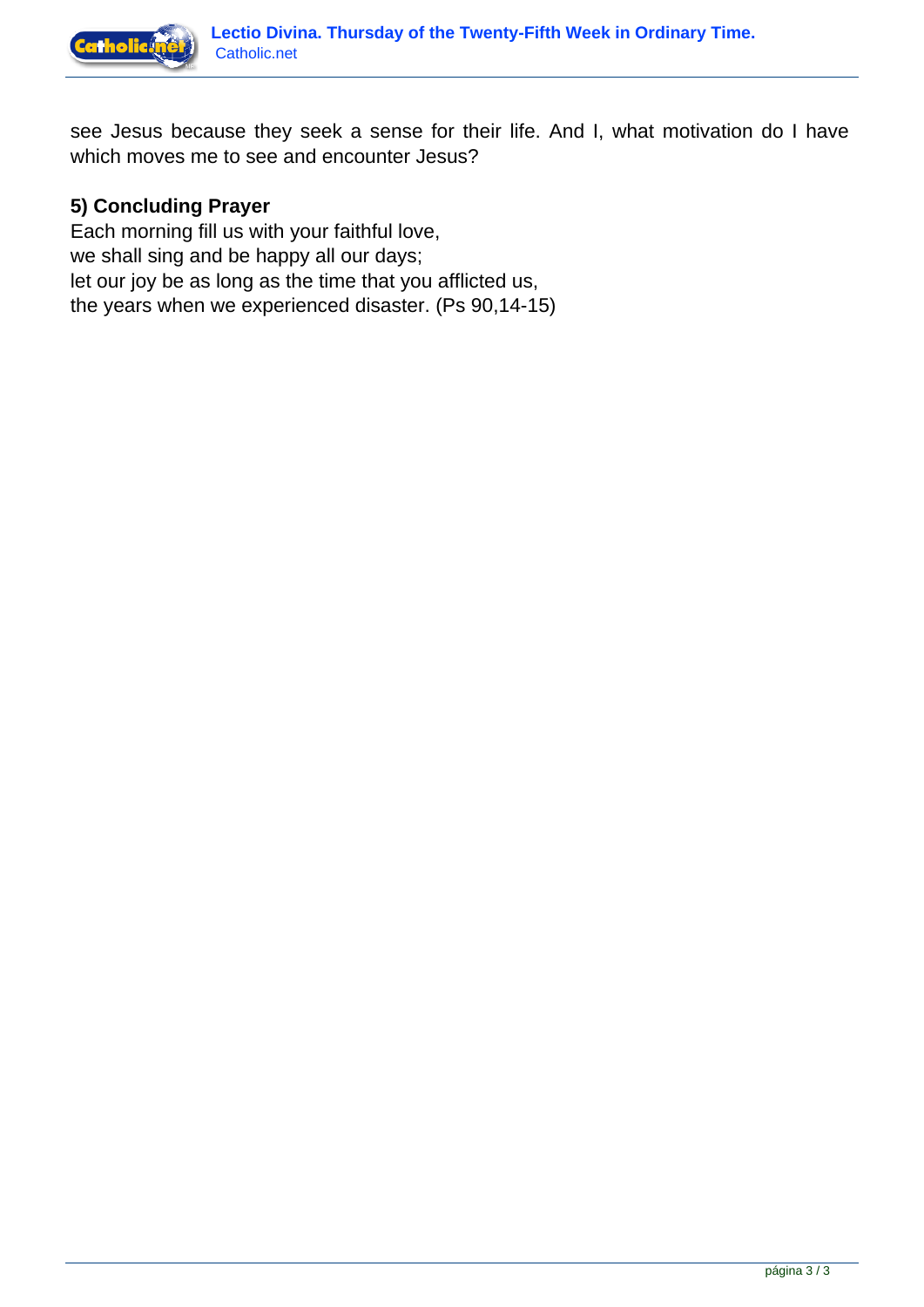see Jesus because they seek a sense for their life. And I, what motivation do I have which moves me to see and encounter Jesus?

**5) Concluding Prayer**

Each morning fill us with your faithful love,
we shall sing and be happy all our days;
let our joy be as long as the time that you afflicted us,
the years when we experienced disaster. (Ps 90,14-15)